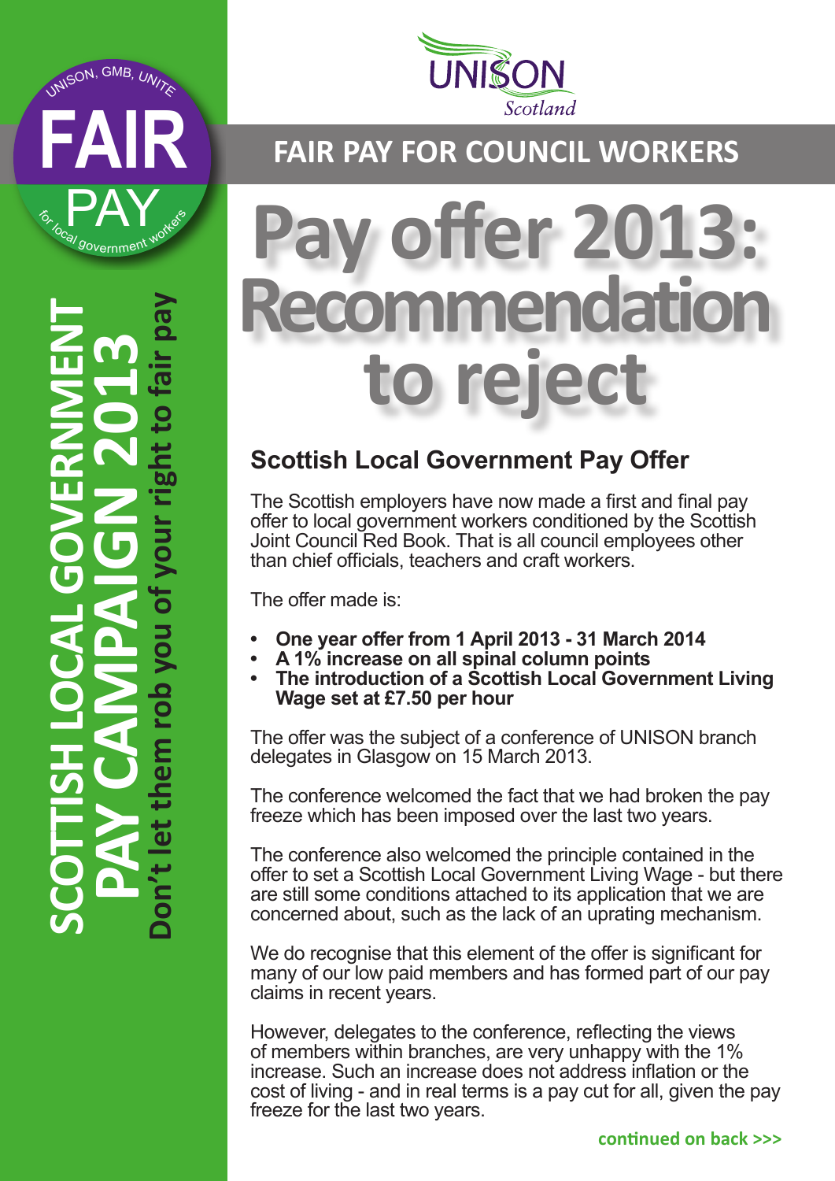UNISON, GMB, UNITE

**FAIR PAY**

for local government workers

**SCOTTISH LOCAL GOVERNMENT PAY CAMPAIGN 2013**

**Don't let them rob you of your right to fair pay**

UNISON Scotland

## FAIR PAY FOR COUNCIL WORKERS

# Pay offer 2013: Recommendation to reject

### Scottish Local Government Pay Offer

The Scottish employers have now made a first and final pay offer to local government workers conditioned by the Scottish Joint Council Red Book. That is all council employees other than chief officials, teachers and craft workers.

The offer made is:

- **One year offer from 1 April 2013 - 31 March 2014**
- **A 1% increase on all spinal column points**
- **The introduction of a Scottish Local Government Living Wage set at £7.50 per hour**

The offer was the subject of a conference of UNISON branch delegates in Glasgow on 15 March 2013.

The conference welcomed the fact that we had broken the pay freeze which has been imposed over the last two years.

The conference also welcomed the principle contained in the offer to set a Scottish Local Government Living Wage - but there are still some conditions attached to its application that we are concerned about, such as the lack of an uprating mechanism.

We do recognise that this element of the offer is significant for many of our low paid members and has formed part of our pay claims in recent years.

However, delegates to the conference, reflecting the views of members within branches, are very unhappy with the 1% increase. Such an increase does not address inflation or the cost of living - and in real terms is a pay cut for all, given the pay freeze for the last two years.

**continued on back >>>**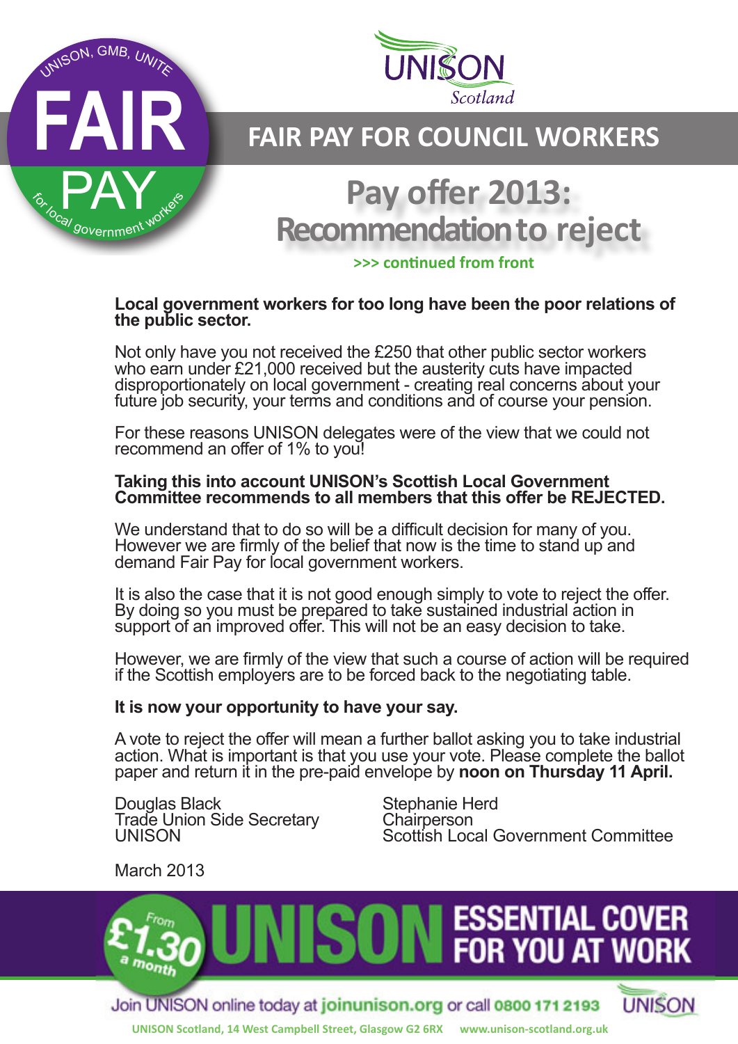UNISON, GMB, UNITE

FAIR PAY

for local government workers

UNISON Scotland

# FAIR PAY FOR COUNCIL WORKERS

## Pay offer 2013: Recommendation to reject

>>> continued from front

**Local government workers for too long have been the poor relations of the public sector.**

Not only have you not received the £250 that other public sector workers who earn under £21,000 received but the austerity cuts have impacted disproportionately on local government - creating real concerns about your future job security, your terms and conditions and of course your pension.

For these reasons UNISON delegates were of the view that we could not recommend an offer of 1% to you!

**Taking this into account UNISON's Scottish Local Government Committee recommends to all members that this offer be REJECTED.**

We understand that to do so will be a difficult decision for many of you. However we are firmly of the belief that now is the time to stand up and demand Fair Pay for local government workers.

It is also the case that it is not good enough simply to vote to reject the offer. By doing so you must be prepared to take sustained industrial action in support of an improved offer. This will not be an easy decision to take.

However, we are firmly of the view that such a course of action will be required if the Scottish employers are to be forced back to the negotiating table.

**It is now your opportunity to have your say.**

A vote to reject the offer will mean a further ballot asking you to take industrial action. What is important is that you use your vote. Please complete the ballot paper and return it in the pre-paid envelope by **noon on Thursday 11 April.**

Douglas Black
Trade Union Side Secretary
UNISON

Stephanie Herd
Chairperson
Scottish Local Government Committee

March 2013

From £1.30 a month UNISON ESSENTIAL COVER FOR YOU AT WORK

Join UNISON online today at **joinunison.org** or call **0800 171 2193** UNISON

UNISON Scotland, 14 West Campbell Street, Glasgow G2 6RX www.unison-scotland.org.uk